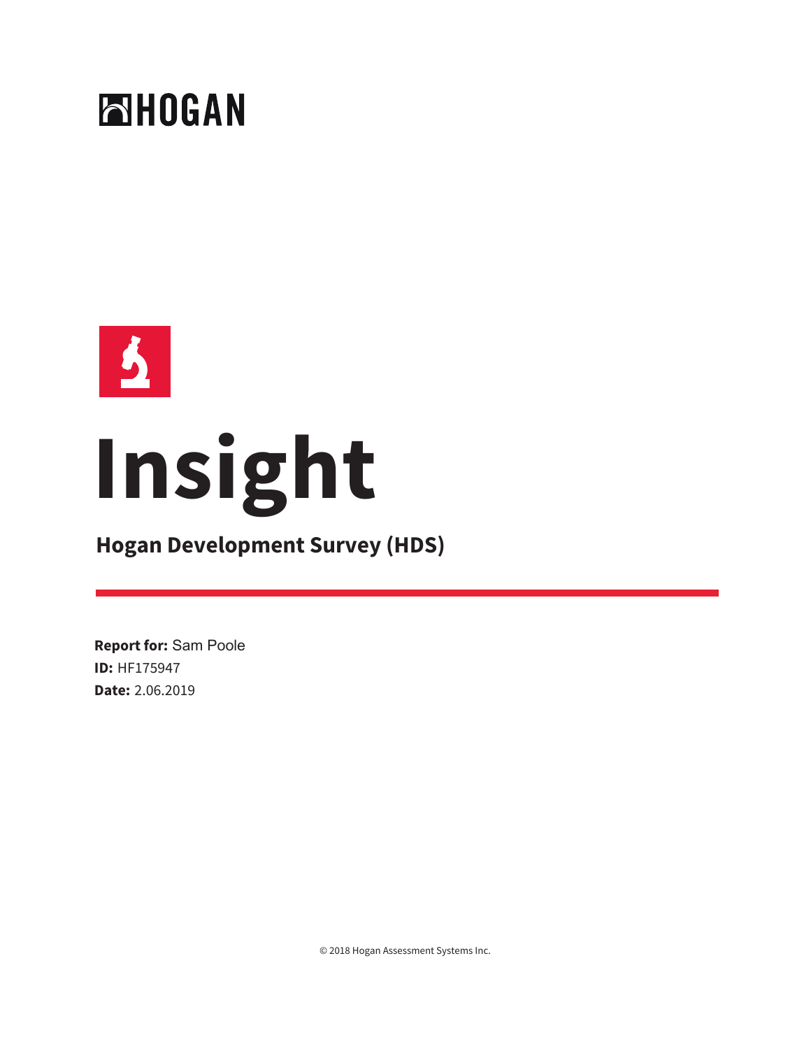HOGAN

# Insight

## Hogan Development Survey (HDS)

**Report for:** Sam Poole
**ID:** HF175947
**Date:** 2.06.2019

© 2018 Hogan Assessment Systems Inc.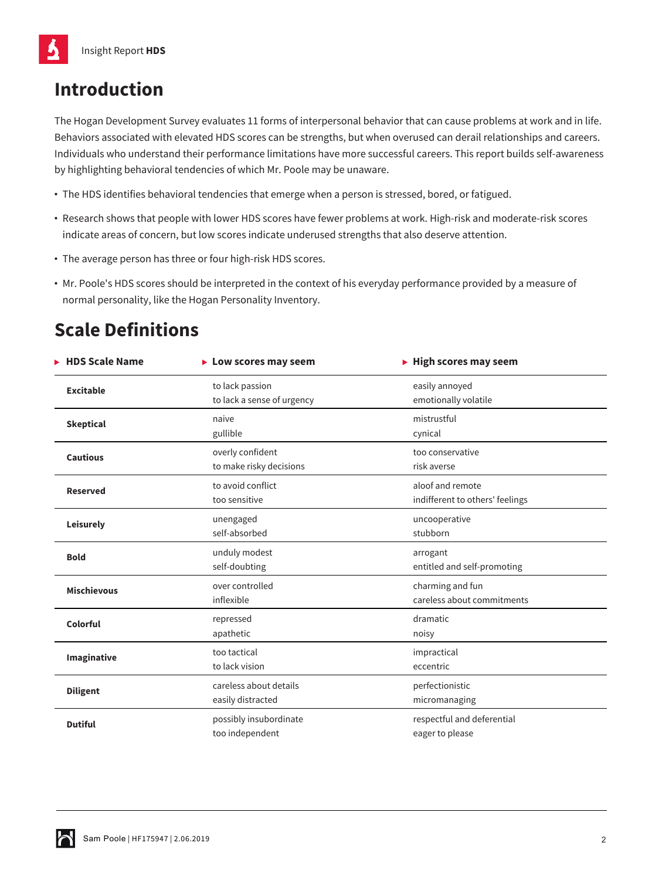## Introduction

The Hogan Development Survey evaluates 11 forms of interpersonal behavior that can cause problems at work and in life. Behaviors associated with elevated HDS scores can be strengths, but when overused can derail relationships and careers. Individuals who understand their performance limitations have more successful careers. This report builds self-awareness by highlighting behavioral tendencies of which Mr. Poole may be unaware.

- The HDS identifies behavioral tendencies that emerge when a person is stressed, bored, or fatigued.
- Research shows that people with lower HDS scores have fewer problems at work. High-risk and moderate-risk scores indicate areas of concern, but low scores indicate underused strengths that also deserve attention.
- The average person has three or four high-risk HDS scores.
- Mr. Poole's HDS scores should be interpreted in the context of his everyday performance provided by a measure of normal personality, like the Hogan Personality Inventory.

## Scale Definitions

| HDS Scale Name | Low scores may seem | High scores may seem |
|---|---|---|
| **Excitable** | to lack passion<br>to lack a sense of urgency | easily annoyed<br>emotionally volatile |
| **Skeptical** | naive<br>gullible | mistrustful<br>cynical |
| **Cautious** | overly confident<br>to make risky decisions | too conservative<br>risk averse |
| **Reserved** | to avoid conflict<br>too sensitive | aloof and remote<br>indifferent to others' feelings |
| **Leisurely** | unengaged<br>self-absorbed | uncooperative<br>stubborn |
| **Bold** | unduly modest<br>self-doubting | arrogant<br>entitled and self-promoting |
| **Mischievous** | over controlled<br>inflexible | charming and fun<br>careless about commitments |
| **Colorful** | repressed<br>apathetic | dramatic<br>noisy |
| **Imaginative** | too tactical<br>to lack vision | impractical<br>eccentric |
| **Diligent** | careless about details<br>easily distracted | perfectionistic<br>micromanaging |
| **Dutiful** | possibly insubordinate<br>too independent | respectful and deferential<br>eager to please |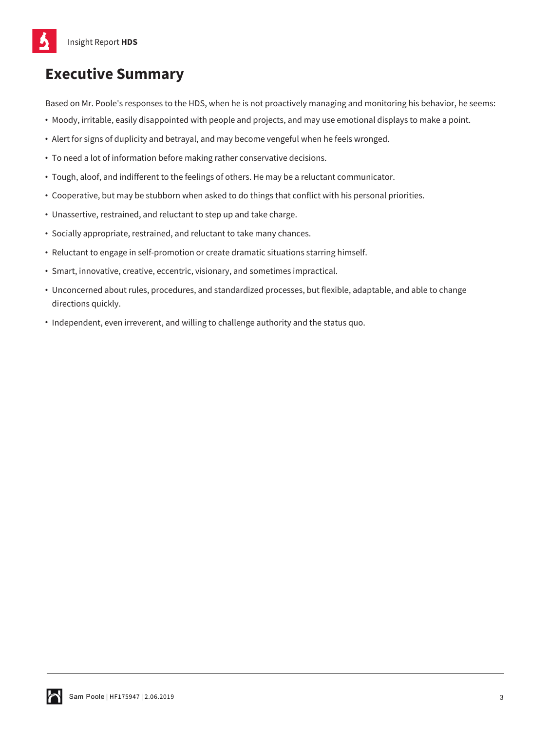# Executive Summary

Based on Mr. Poole's responses to the HDS, when he is not proactively managing and monitoring his behavior, he seems:

- Moody, irritable, easily disappointed with people and projects, and may use emotional displays to make a point.
- Alert for signs of duplicity and betrayal, and may become vengeful when he feels wronged.
- To need a lot of information before making rather conservative decisions.
- Tough, aloof, and indifferent to the feelings of others. He may be a reluctant communicator.
- Cooperative, but may be stubborn when asked to do things that conflict with his personal priorities.
- Unassertive, restrained, and reluctant to step up and take charge.
- Socially appropriate, restrained, and reluctant to take many chances.
- Reluctant to engage in self-promotion or create dramatic situations starring himself.
- Smart, innovative, creative, eccentric, visionary, and sometimes impractical.
- Unconcerned about rules, procedures, and standardized processes, but flexible, adaptable, and able to change directions quickly.
- Independent, even irreverent, and willing to challenge authority and the status quo.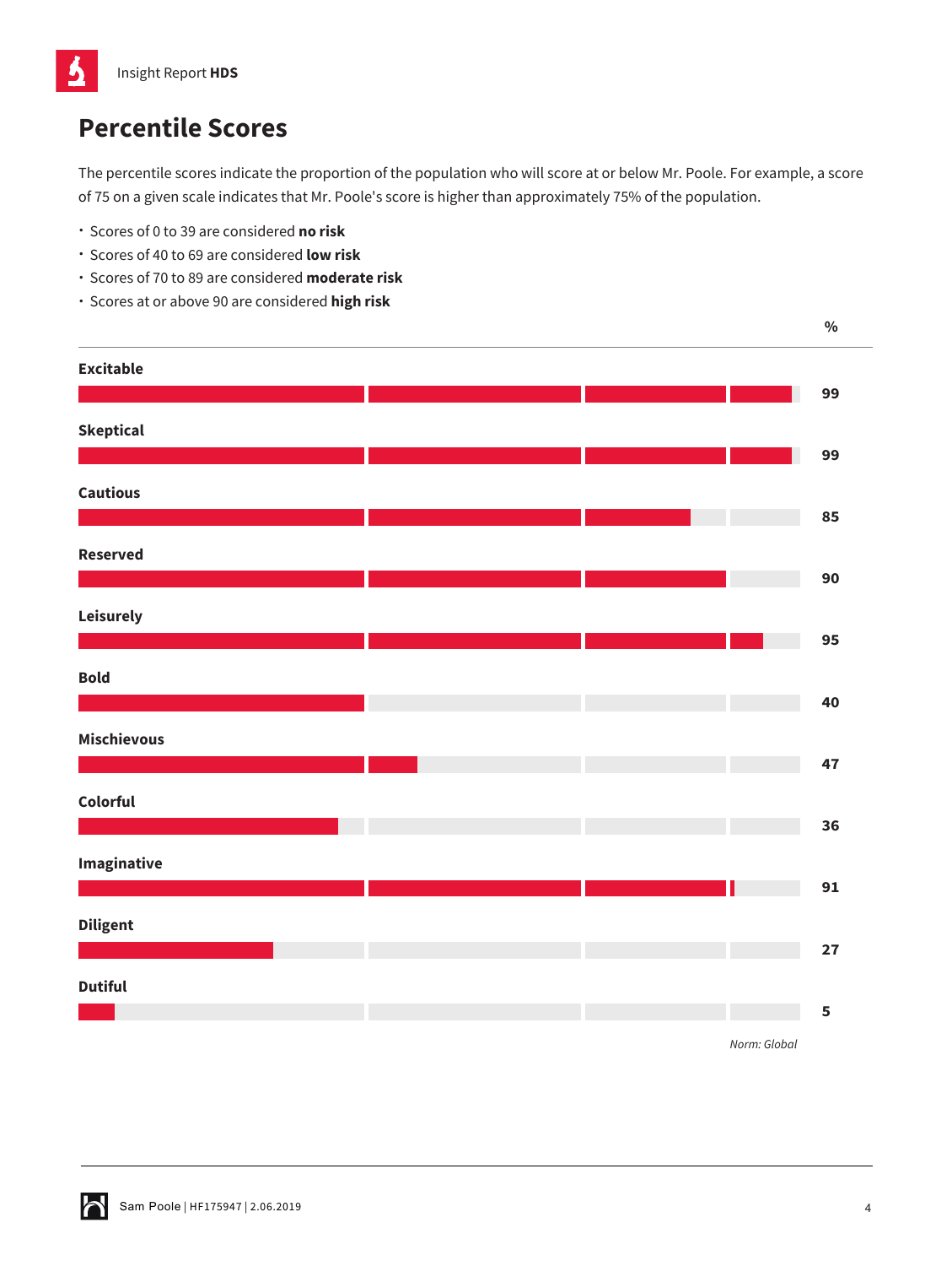## Percentile Scores

The percentile scores indicate the proportion of the population who will score at or below Mr. Poole. For example, a score of 75 on a given scale indicates that Mr. Poole's score is higher than approximately 75% of the population.

- Scores of 0 to 39 are considered **no risk**
- Scores of 40 to 69 are considered **low risk**
- Scores of 70 to 89 are considered **moderate risk**
- Scores at or above 90 are considered **high risk**

| Scale | % |
|---|---|
| **Excitable** | 99 |
| **Skeptical** | 99 |
| **Cautious** | 85 |
| **Reserved** | 90 |
| **Leisurely** | 95 |
| **Bold** | 40 |
| **Mischievous** | 47 |
| **Colorful** | 36 |
| **Imaginative** | 91 |
| **Diligent** | 27 |
| **Dutiful** | 5 |

*Norm: Global*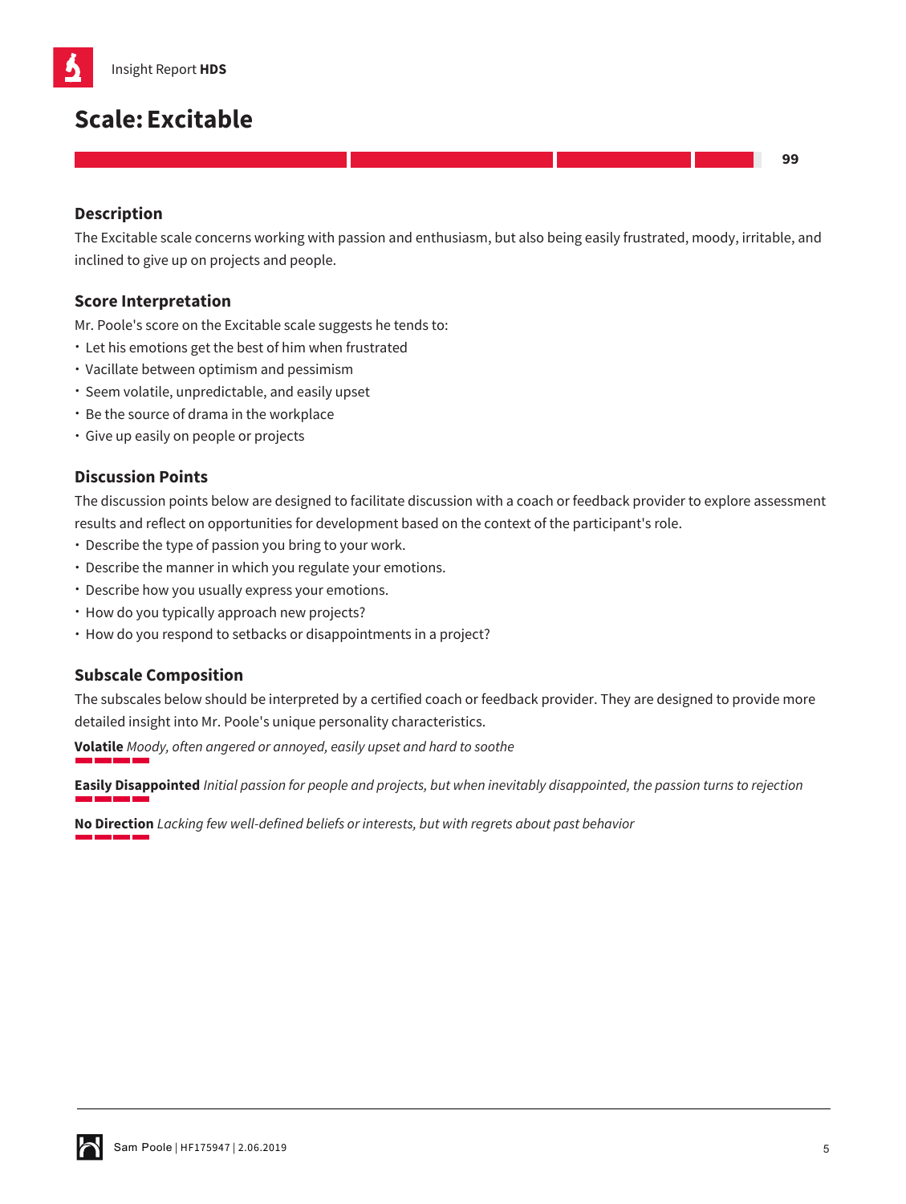# Scale: Excitable

99

## Description

The Excitable scale concerns working with passion and enthusiasm, but also being easily frustrated, moody, irritable, and inclined to give up on projects and people.

## Score Interpretation

Mr. Poole's score on the Excitable scale suggests he tends to:

- Let his emotions get the best of him when frustrated
- Vacillate between optimism and pessimism
- Seem volatile, unpredictable, and easily upset
- Be the source of drama in the workplace
- Give up easily on people or projects

## Discussion Points

The discussion points below are designed to facilitate discussion with a coach or feedback provider to explore assessment results and reflect on opportunities for development based on the context of the participant's role.

- Describe the type of passion you bring to your work.
- Describe the manner in which you regulate your emotions.
- Describe how you usually express your emotions.
- How do you typically approach new projects?
- How do you respond to setbacks or disappointments in a project?

## Subscale Composition

The subscales below should be interpreted by a certified coach or feedback provider. They are designed to provide more detailed insight into Mr. Poole's unique personality characteristics.

**Volatile** *Moody, often angered or annoyed, easily upset and hard to soothe*

**Easily Disappointed** *Initial passion for people and projects, but when inevitably disappointed, the passion turns to rejection*

**No Direction** *Lacking few well-defined beliefs or interests, but with regrets about past behavior*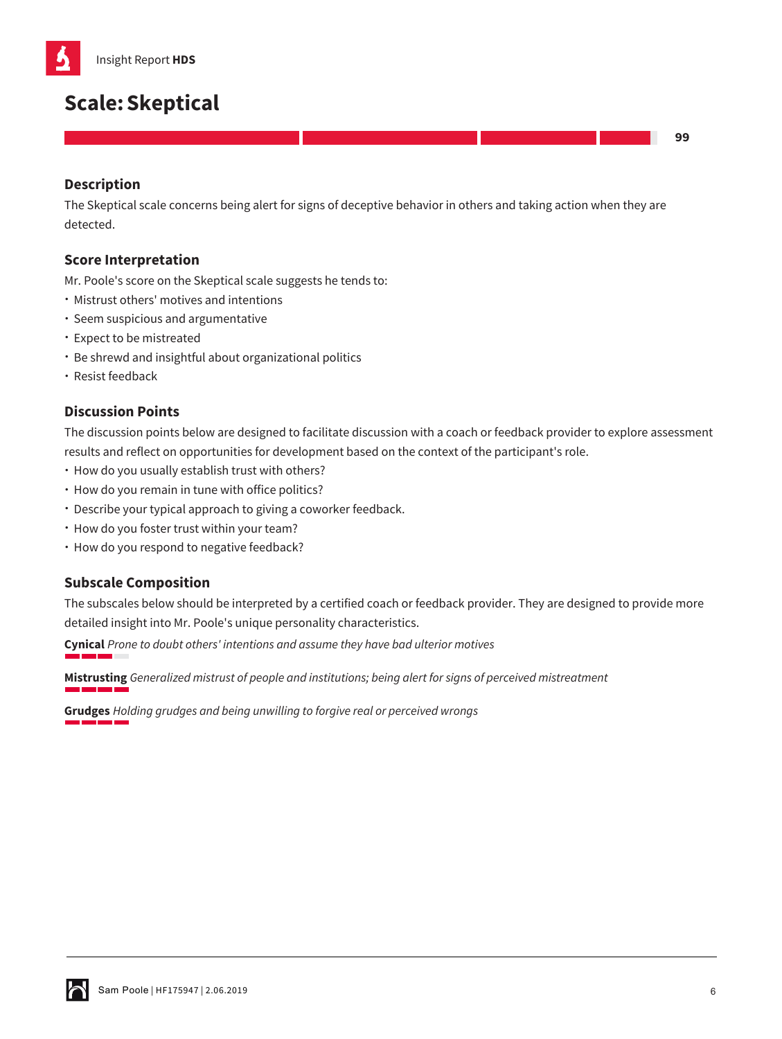## Scale: Skeptical

99

### Description

The Skeptical scale concerns being alert for signs of deceptive behavior in others and taking action when they are detected.

### Score Interpretation

Mr. Poole's score on the Skeptical scale suggests he tends to:

- Mistrust others' motives and intentions
- Seem suspicious and argumentative
- Expect to be mistreated
- Be shrewd and insightful about organizational politics
- Resist feedback

### Discussion Points

The discussion points below are designed to facilitate discussion with a coach or feedback provider to explore assessment results and reflect on opportunities for development based on the context of the participant's role.

- How do you usually establish trust with others?
- How do you remain in tune with office politics?
- Describe your typical approach to giving a coworker feedback.
- How do you foster trust within your team?
- How do you respond to negative feedback?

### Subscale Composition

The subscales below should be interpreted by a certified coach or feedback provider. They are designed to provide more detailed insight into Mr. Poole's unique personality characteristics.

**Cynical** *Prone to doubt others' intentions and assume they have bad ulterior motives*

**Mistrusting** *Generalized mistrust of people and institutions; being alert for signs of perceived mistreatment*

**Grudges** *Holding grudges and being unwilling to forgive real or perceived wrongs*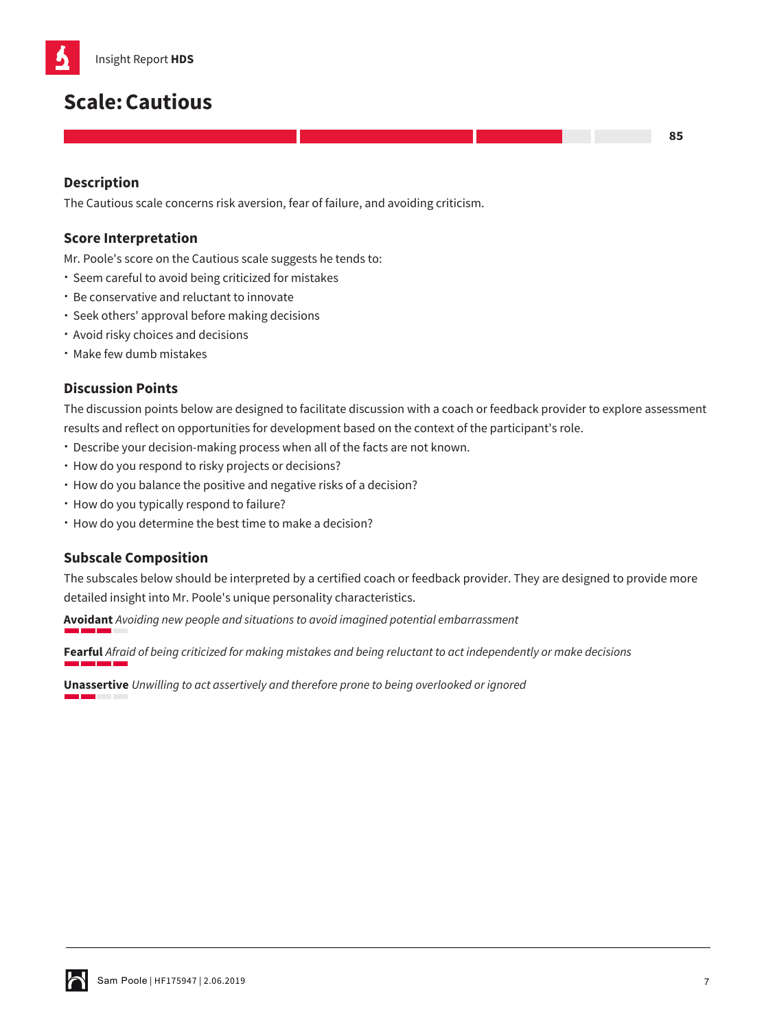# Scale: Cautious

85

## Description

The Cautious scale concerns risk aversion, fear of failure, and avoiding criticism.

## Score Interpretation

Mr. Poole's score on the Cautious scale suggests he tends to:

- Seem careful to avoid being criticized for mistakes
- Be conservative and reluctant to innovate
- Seek others' approval before making decisions
- Avoid risky choices and decisions
- Make few dumb mistakes

## Discussion Points

The discussion points below are designed to facilitate discussion with a coach or feedback provider to explore assessment results and reflect on opportunities for development based on the context of the participant's role.

- Describe your decision-making process when all of the facts are not known.
- How do you respond to risky projects or decisions?
- How do you balance the positive and negative risks of a decision?
- How do you typically respond to failure?
- How do you determine the best time to make a decision?

## Subscale Composition

The subscales below should be interpreted by a certified coach or feedback provider. They are designed to provide more detailed insight into Mr. Poole's unique personality characteristics.

**Avoidant** *Avoiding new people and situations to avoid imagined potential embarrassment*

**Fearful** *Afraid of being criticized for making mistakes and being reluctant to act independently or make decisions*

**Unassertive** *Unwilling to act assertively and therefore prone to being overlooked or ignored*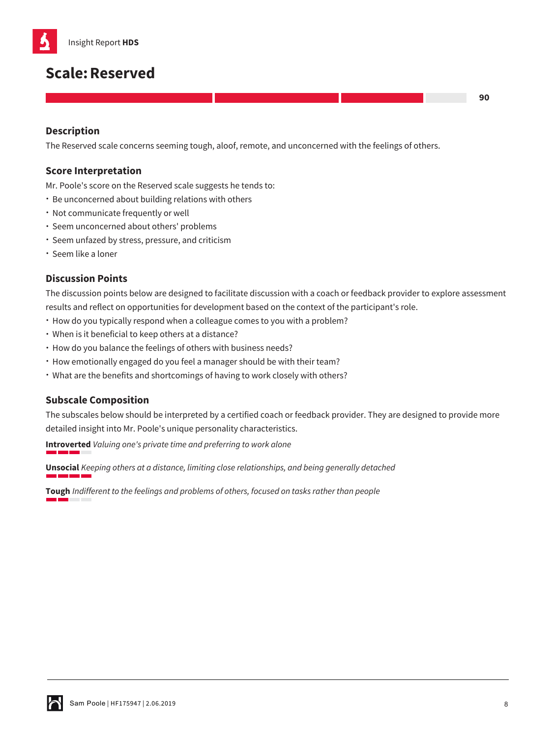# Scale: Reserved

**90**

## Description

The Reserved scale concerns seeming tough, aloof, remote, and unconcerned with the feelings of others.

## Score Interpretation

Mr. Poole's score on the Reserved scale suggests he tends to:

- Be unconcerned about building relations with others
- Not communicate frequently or well
- Seem unconcerned about others' problems
- Seem unfazed by stress, pressure, and criticism
- Seem like a loner

## Discussion Points

The discussion points below are designed to facilitate discussion with a coach or feedback provider to explore assessment results and reflect on opportunities for development based on the context of the participant's role.

- How do you typically respond when a colleague comes to you with a problem?
- When is it beneficial to keep others at a distance?
- How do you balance the feelings of others with business needs?
- How emotionally engaged do you feel a manager should be with their team?
- What are the benefits and shortcomings of having to work closely with others?

## Subscale Composition

The subscales below should be interpreted by a certified coach or feedback provider. They are designed to provide more detailed insight into Mr. Poole's unique personality characteristics.

**Introverted** *Valuing one's private time and preferring to work alone*

**Unsocial** *Keeping others at a distance, limiting close relationships, and being generally detached*

**Tough** *Indifferent to the feelings and problems of others, focused on tasks rather than people*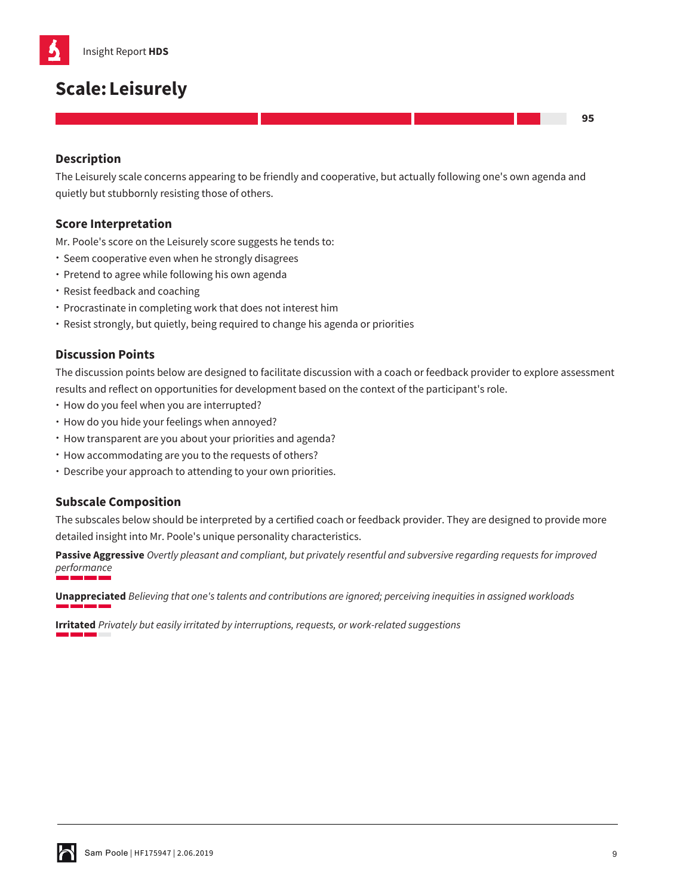# Scale: Leisurely

95

## Description

The Leisurely scale concerns appearing to be friendly and cooperative, but actually following one's own agenda and quietly but stubbornly resisting those of others.

## Score Interpretation

Mr. Poole's score on the Leisurely score suggests he tends to:

- Seem cooperative even when he strongly disagrees
- Pretend to agree while following his own agenda
- Resist feedback and coaching
- Procrastinate in completing work that does not interest him
- Resist strongly, but quietly, being required to change his agenda or priorities

## Discussion Points

The discussion points below are designed to facilitate discussion with a coach or feedback provider to explore assessment results and reflect on opportunities for development based on the context of the participant's role.

- How do you feel when you are interrupted?
- How do you hide your feelings when annoyed?
- How transparent are you about your priorities and agenda?
- How accommodating are you to the requests of others?
- Describe your approach to attending to your own priorities.

## Subscale Composition

The subscales below should be interpreted by a certified coach or feedback provider. They are designed to provide more detailed insight into Mr. Poole's unique personality characteristics.

**Passive Aggressive** *Overtly pleasant and compliant, but privately resentful and subversive regarding requests for improved performance*

**Unappreciated** *Believing that one's talents and contributions are ignored; perceiving inequities in assigned workloads*

**Irritated** *Privately but easily irritated by interruptions, requests, or work-related suggestions*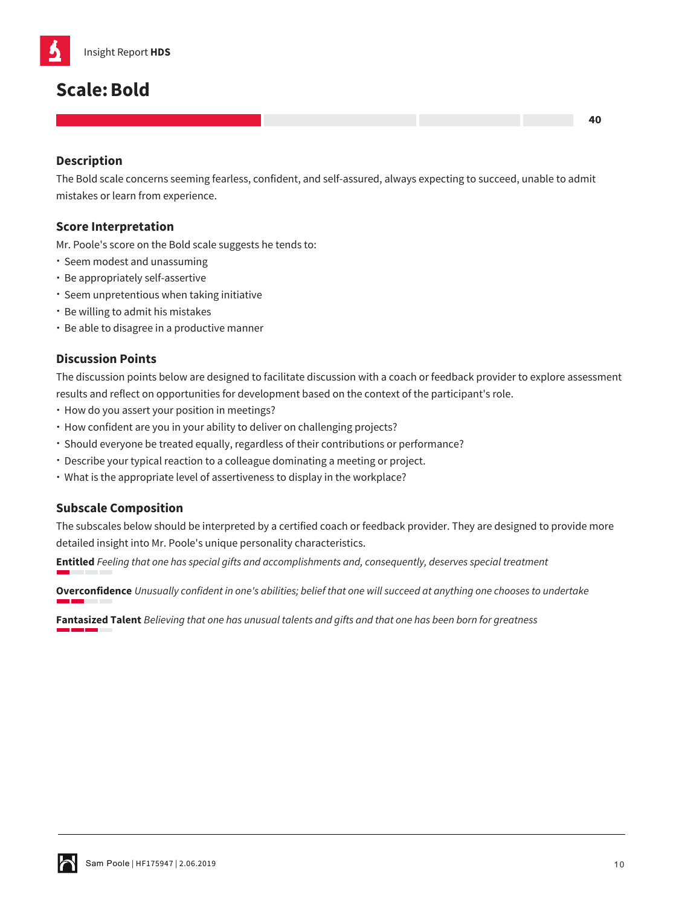## Scale: Bold

40

### Description

The Bold scale concerns seeming fearless, confident, and self-assured, always expecting to succeed, unable to admit mistakes or learn from experience.

### Score Interpretation

Mr. Poole's score on the Bold scale suggests he tends to:

- Seem modest and unassuming
- Be appropriately self-assertive
- Seem unpretentious when taking initiative
- Be willing to admit his mistakes
- Be able to disagree in a productive manner

### Discussion Points

The discussion points below are designed to facilitate discussion with a coach or feedback provider to explore assessment results and reflect on opportunities for development based on the context of the participant's role.

- How do you assert your position in meetings?
- How confident are you in your ability to deliver on challenging projects?
- Should everyone be treated equally, regardless of their contributions or performance?
- Describe your typical reaction to a colleague dominating a meeting or project.
- What is the appropriate level of assertiveness to display in the workplace?

### Subscale Composition

The subscales below should be interpreted by a certified coach or feedback provider. They are designed to provide more detailed insight into Mr. Poole's unique personality characteristics.

**Entitled** *Feeling that one has special gifts and accomplishments and, consequently, deserves special treatment*

**Overconfidence** *Unusually confident in one's abilities; belief that one will succeed at anything one chooses to undertake*

**Fantasized Talent** *Believing that one has unusual talents and gifts and that one has been born for greatness*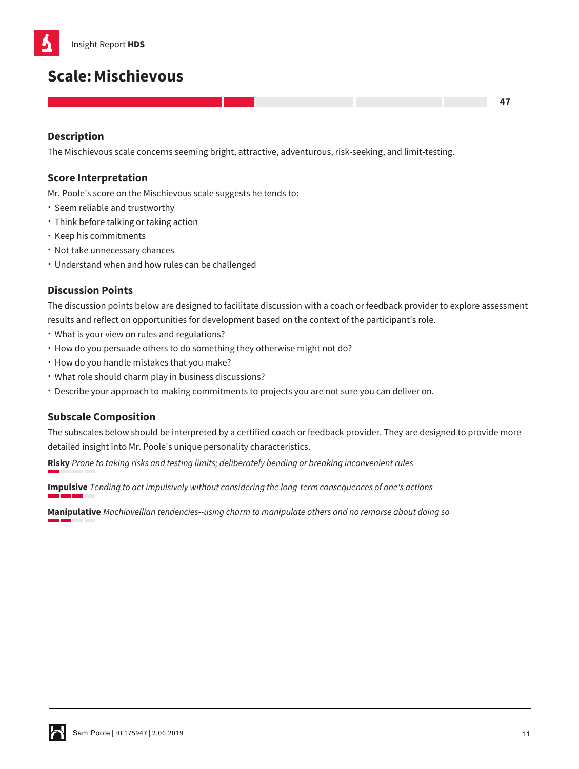## Scale: Mischievous

47

### Description

The Mischievous scale concerns seeming bright, attractive, adventurous, risk-seeking, and limit-testing.

### Score Interpretation

Mr. Poole's score on the Mischievous scale suggests he tends to:

- Seem reliable and trustworthy
- Think before talking or taking action
- Keep his commitments
- Not take unnecessary chances
- Understand when and how rules can be challenged

### Discussion Points

The discussion points below are designed to facilitate discussion with a coach or feedback provider to explore assessment results and reflect on opportunities for development based on the context of the participant's role.

- What is your view on rules and regulations?
- How do you persuade others to do something they otherwise might not do?
- How do you handle mistakes that you make?
- What role should charm play in business discussions?
- Describe your approach to making commitments to projects you are not sure you can deliver on.

### Subscale Composition

The subscales below should be interpreted by a certified coach or feedback provider. They are designed to provide more detailed insight into Mr. Poole's unique personality characteristics.

**Risky** *Prone to taking risks and testing limits; deliberately bending or breaking inconvenient rules*

**Impulsive** *Tending to act impulsively without considering the long-term consequences of one's actions*

**Manipulative** *Machiavellian tendencies--using charm to manipulate others and no remorse about doing so*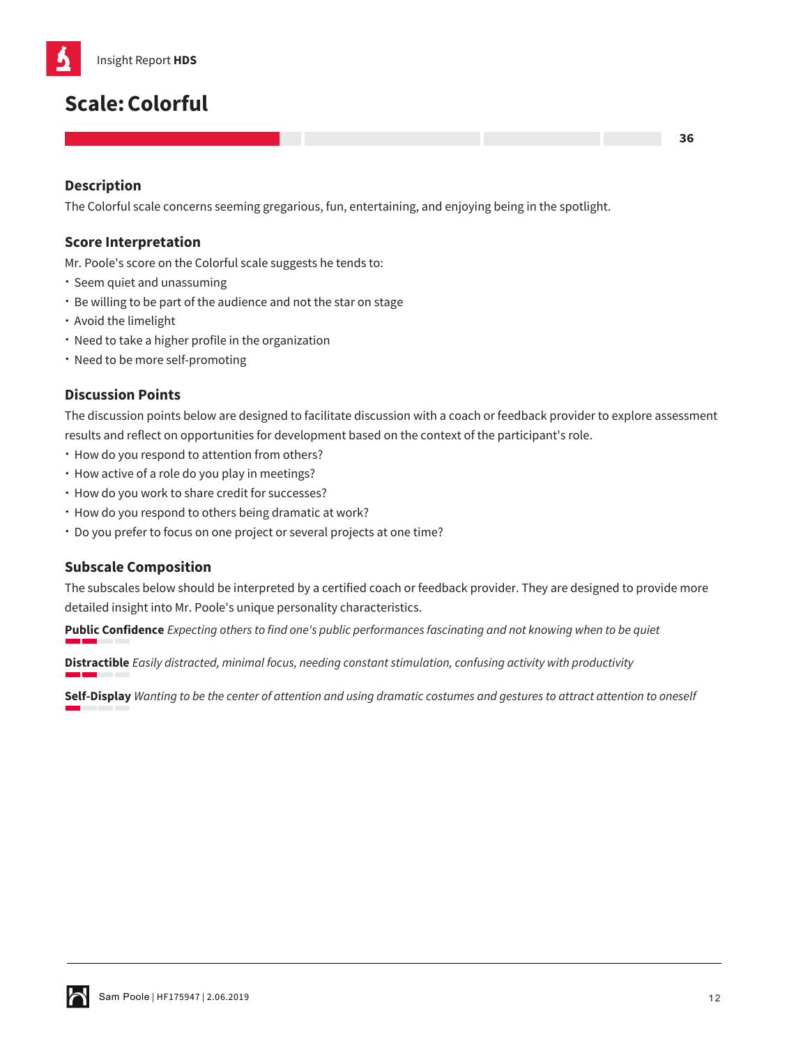## Scale: Colorful

36

### Description

The Colorful scale concerns seeming gregarious, fun, entertaining, and enjoying being in the spotlight.

### Score Interpretation

Mr. Poole's score on the Colorful scale suggests he tends to:

- Seem quiet and unassuming
- Be willing to be part of the audience and not the star on stage
- Avoid the limelight
- Need to take a higher profile in the organization
- Need to be more self-promoting

### Discussion Points

The discussion points below are designed to facilitate discussion with a coach or feedback provider to explore assessment results and reflect on opportunities for development based on the context of the participant's role.

- How do you respond to attention from others?
- How active of a role do you play in meetings?
- How do you work to share credit for successes?
- How do you respond to others being dramatic at work?
- Do you prefer to focus on one project or several projects at one time?

### Subscale Composition

The subscales below should be interpreted by a certified coach or feedback provider. They are designed to provide more detailed insight into Mr. Poole's unique personality characteristics.

**Public Confidence** *Expecting others to find one's public performances fascinating and not knowing when to be quiet*

**Distractible** *Easily distracted, minimal focus, needing constant stimulation, confusing activity with productivity*

**Self-Display** *Wanting to be the center of attention and using dramatic costumes and gestures to attract attention to oneself*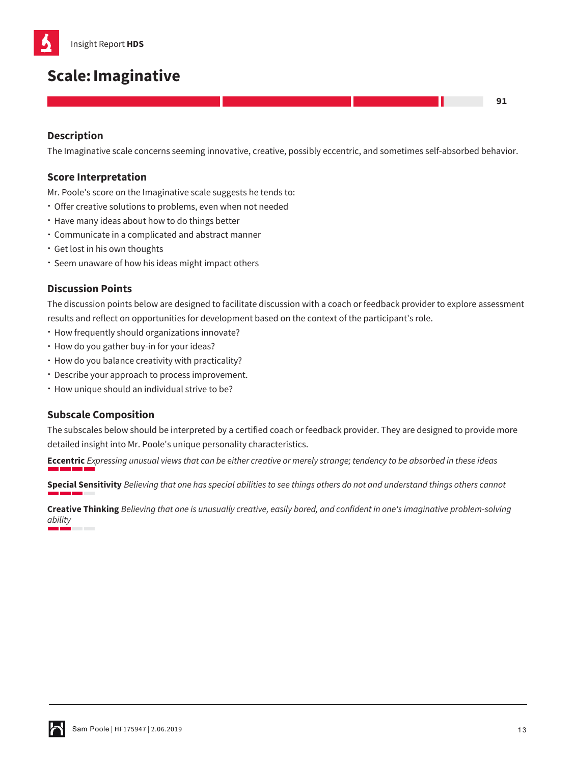# Scale: Imaginative

91

## Description

The Imaginative scale concerns seeming innovative, creative, possibly eccentric, and sometimes self-absorbed behavior.

## Score Interpretation

Mr. Poole's score on the Imaginative scale suggests he tends to:

- Offer creative solutions to problems, even when not needed
- Have many ideas about how to do things better
- Communicate in a complicated and abstract manner
- Get lost in his own thoughts
- Seem unaware of how his ideas might impact others

## Discussion Points

The discussion points below are designed to facilitate discussion with a coach or feedback provider to explore assessment results and reflect on opportunities for development based on the context of the participant's role.

- How frequently should organizations innovate?
- How do you gather buy-in for your ideas?
- How do you balance creativity with practicality?
- Describe your approach to process improvement.
- How unique should an individual strive to be?

## Subscale Composition

The subscales below should be interpreted by a certified coach or feedback provider. They are designed to provide more detailed insight into Mr. Poole's unique personality characteristics.

**Eccentric** *Expressing unusual views that can be either creative or merely strange; tendency to be absorbed in these ideas*

**Special Sensitivity** *Believing that one has special abilities to see things others do not and understand things others cannot*

**Creative Thinking** *Believing that one is unusually creative, easily bored, and confident in one's imaginative problem-solving ability*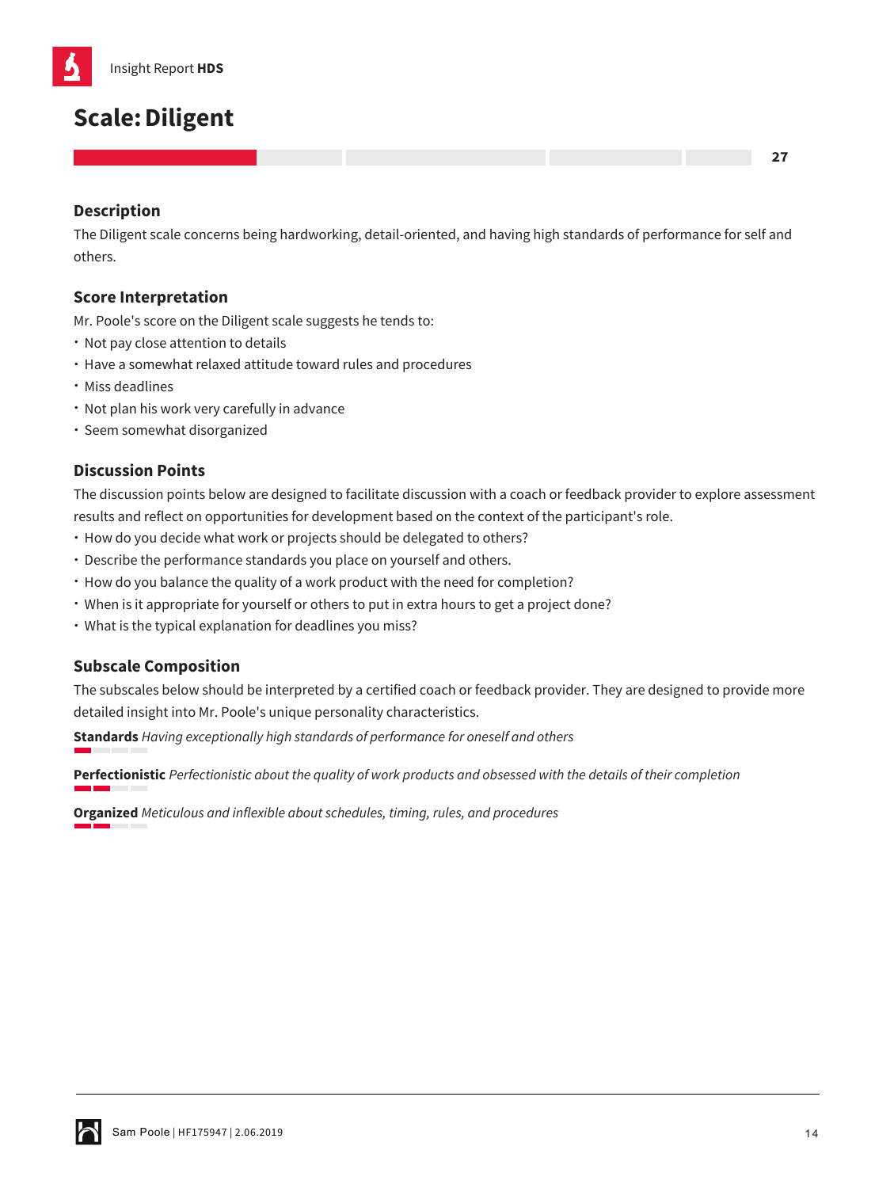# Scale: Diligent

27

## Description

The Diligent scale concerns being hardworking, detail-oriented, and having high standards of performance for self and others.

## Score Interpretation

Mr. Poole's score on the Diligent scale suggests he tends to:

- Not pay close attention to details
- Have a somewhat relaxed attitude toward rules and procedures
- Miss deadlines
- Not plan his work very carefully in advance
- Seem somewhat disorganized

## Discussion Points

The discussion points below are designed to facilitate discussion with a coach or feedback provider to explore assessment results and reflect on opportunities for development based on the context of the participant's role.

- How do you decide what work or projects should be delegated to others?
- Describe the performance standards you place on yourself and others.
- How do you balance the quality of a work product with the need for completion?
- When is it appropriate for yourself or others to put in extra hours to get a project done?
- What is the typical explanation for deadlines you miss?

## Subscale Composition

The subscales below should be interpreted by a certified coach or feedback provider. They are designed to provide more detailed insight into Mr. Poole's unique personality characteristics.

**Standards** *Having exceptionally high standards of performance for oneself and others*

**Perfectionistic** *Perfectionistic about the quality of work products and obsessed with the details of their completion*

**Organized** *Meticulous and inflexible about schedules, timing, rules, and procedures*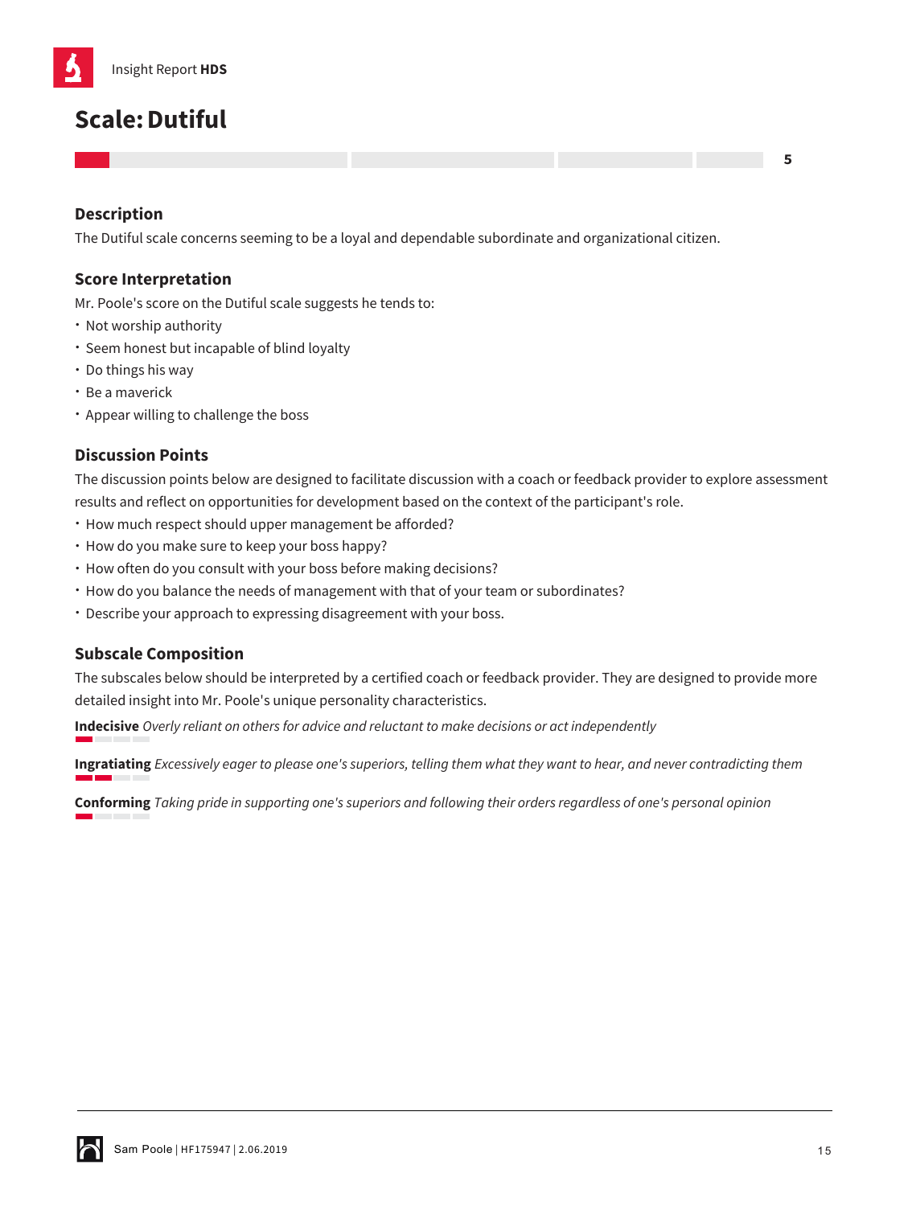# Scale: Dutiful

5

## Description

The Dutiful scale concerns seeming to be a loyal and dependable subordinate and organizational citizen.

## Score Interpretation

Mr. Poole's score on the Dutiful scale suggests he tends to:

- Not worship authority
- Seem honest but incapable of blind loyalty
- Do things his way
- Be a maverick
- Appear willing to challenge the boss

## Discussion Points

The discussion points below are designed to facilitate discussion with a coach or feedback provider to explore assessment results and reflect on opportunities for development based on the context of the participant's role.

- How much respect should upper management be afforded?
- How do you make sure to keep your boss happy?
- How often do you consult with your boss before making decisions?
- How do you balance the needs of management with that of your team or subordinates?
- Describe your approach to expressing disagreement with your boss.

## Subscale Composition

The subscales below should be interpreted by a certified coach or feedback provider. They are designed to provide more detailed insight into Mr. Poole's unique personality characteristics.

**Indecisive** *Overly reliant on others for advice and reluctant to make decisions or act independently*

**Ingratiating** *Excessively eager to please one's superiors, telling them what they want to hear, and never contradicting them*

**Conforming** *Taking pride in supporting one's superiors and following their orders regardless of one's personal opinion*